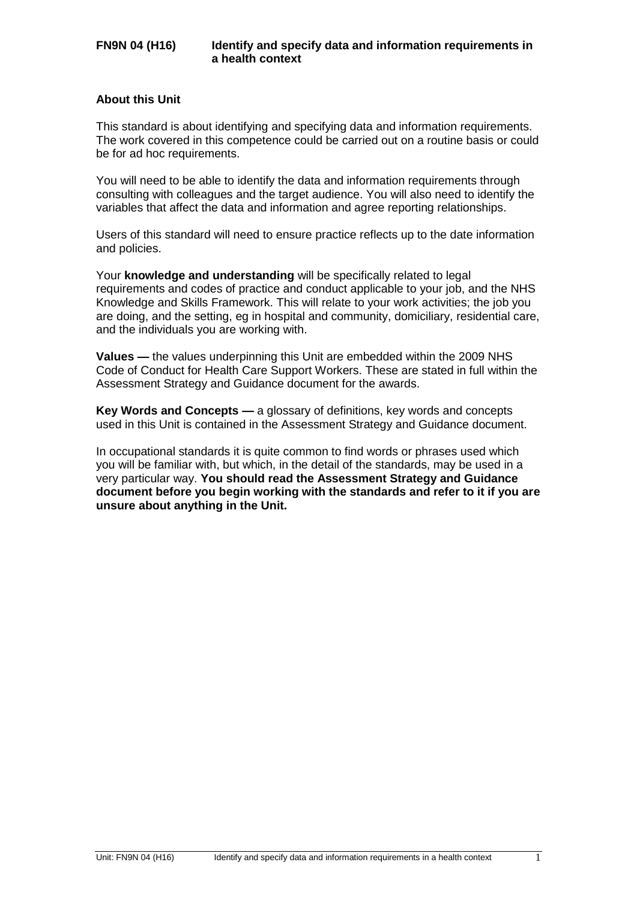# FN9N 04 (H16) Identify and specify data and information requirements in a health context

## About this Unit

This standard is about identifying and specifying data and information requirements. The work covered in this competence could be carried out on a routine basis or could be for ad hoc requirements.

You will need to be able to identify the data and information requirements through consulting with colleagues and the target audience. You will also need to identify the variables that affect the data and information and agree reporting relationships.

Users of this standard will need to ensure practice reflects up to the date information and policies.

Your **knowledge and understanding** will be specifically related to legal requirements and codes of practice and conduct applicable to your job, and the NHS Knowledge and Skills Framework. This will relate to your work activities; the job you are doing, and the setting, eg in hospital and community, domiciliary, residential care, and the individuals you are working with.

**Values —** the values underpinning this Unit are embedded within the 2009 NHS Code of Conduct for Health Care Support Workers. These are stated in full within the Assessment Strategy and Guidance document for the awards.

**Key Words and Concepts —** a glossary of definitions, key words and concepts used in this Unit is contained in the Assessment Strategy and Guidance document.

In occupational standards it is quite common to find words or phrases used which you will be familiar with, but which, in the detail of the standards, may be used in a very particular way. **You should read the Assessment Strategy and Guidance document before you begin working with the standards and refer to it if you are unsure about anything in the Unit.**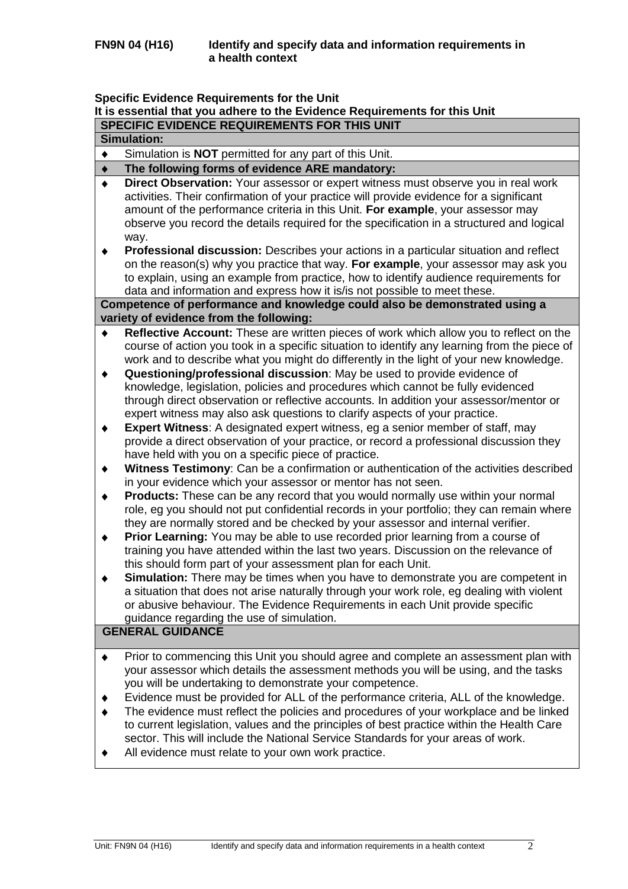**FN9N 04 (H16) Identify and specify data and information requirements in a health context**

**Specific Evidence Requirements for the Unit**
**It is essential that you adhere to the Evidence Requirements for this Unit**

**SPECIFIC EVIDENCE REQUIREMENTS FOR THIS UNIT**

**Simulation:**

- Simulation is **NOT** permitted for any part of this Unit.
- **The following forms of evidence ARE mandatory:**
- **Direct Observation:** Your assessor or expert witness must observe you in real work activities. Their confirmation of your practice will provide evidence for a significant amount of the performance criteria in this Unit. **For example**, your assessor may observe you record the details required for the specification in a structured and logical way.
- **Professional discussion:** Describes your actions in a particular situation and reflect on the reason(s) why you practice that way. **For example**, your assessor may ask you to explain, using an example from practice, how to identify audience requirements for data and information and express how it is/is not possible to meet these.

**Competence of performance and knowledge could also be demonstrated using a variety of evidence from the following:**

- **Reflective Account:** These are written pieces of work which allow you to reflect on the course of action you took in a specific situation to identify any learning from the piece of work and to describe what you might do differently in the light of your new knowledge.
- **Questioning/professional discussion**: May be used to provide evidence of knowledge, legislation, policies and procedures which cannot be fully evidenced through direct observation or reflective accounts. In addition your assessor/mentor or expert witness may also ask questions to clarify aspects of your practice.
- **Expert Witness**: A designated expert witness, eg a senior member of staff, may provide a direct observation of your practice, or record a professional discussion they have held with you on a specific piece of practice.
- **Witness Testimony**: Can be a confirmation or authentication of the activities described in your evidence which your assessor or mentor has not seen.
- **Products:** These can be any record that you would normally use within your normal role, eg you should not put confidential records in your portfolio; they can remain where they are normally stored and be checked by your assessor and internal verifier.
- **Prior Learning:** You may be able to use recorded prior learning from a course of training you have attended within the last two years. Discussion on the relevance of this should form part of your assessment plan for each Unit.
- **Simulation:** There may be times when you have to demonstrate you are competent in a situation that does not arise naturally through your work role, eg dealing with violent or abusive behaviour. The Evidence Requirements in each Unit provide specific guidance regarding the use of simulation.

**GENERAL GUIDANCE**

- Prior to commencing this Unit you should agree and complete an assessment plan with your assessor which details the assessment methods you will be using, and the tasks you will be undertaking to demonstrate your competence.
- Evidence must be provided for ALL of the performance criteria, ALL of the knowledge.
- The evidence must reflect the policies and procedures of your workplace and be linked to current legislation, values and the principles of best practice within the Health Care sector. This will include the National Service Standards for your areas of work.
- All evidence must relate to your own work practice.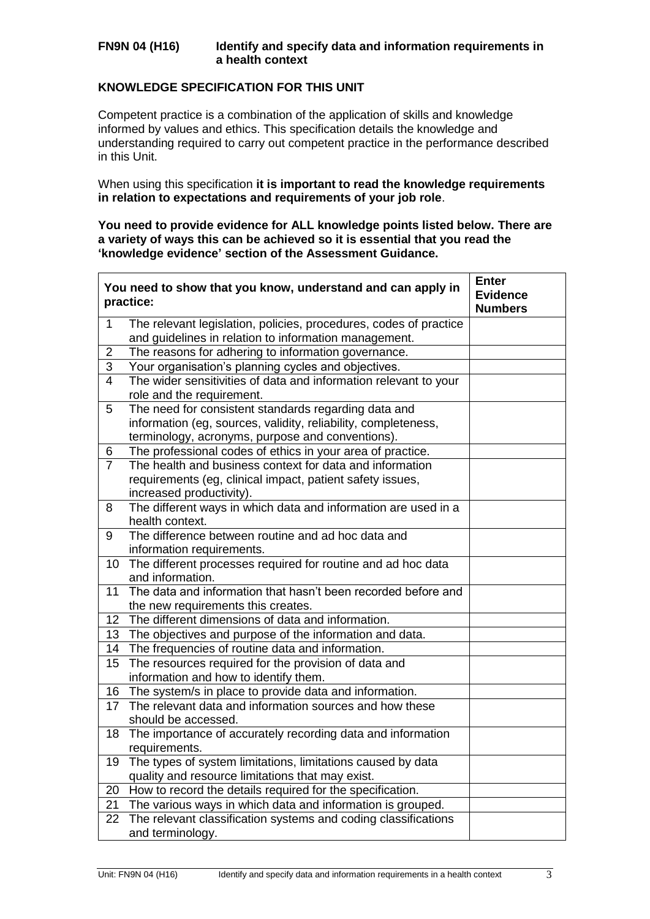**FN9N 04 (H16) Identify and specify data and information requirements in a health context**

## KNOWLEDGE SPECIFICATION FOR THIS UNIT

Competent practice is a combination of the application of skills and knowledge informed by values and ethics. This specification details the knowledge and understanding required to carry out competent practice in the performance described in this Unit.

When using this specification **it is important to read the knowledge requirements in relation to expectations and requirements of your job role**.

**You need to provide evidence for ALL knowledge points listed below. There are a variety of ways this can be achieved so it is essential that you read the 'knowledge evidence' section of the Assessment Guidance.**

| You need to show that you know, understand and can apply in practice: | | Enter Evidence Numbers |
|---|---|---|
| 1 | The relevant legislation, policies, procedures, codes of practice and guidelines in relation to information management. | |
| 2 | The reasons for adhering to information governance. | |
| 3 | Your organisation's planning cycles and objectives. | |
| 4 | The wider sensitivities of data and information relevant to your role and the requirement. | |
| 5 | The need for consistent standards regarding data and information (eg, sources, validity, reliability, completeness, terminology, acronyms, purpose and conventions). | |
| 6 | The professional codes of ethics in your area of practice. | |
| 7 | The health and business context for data and information requirements (eg, clinical impact, patient safety issues, increased productivity). | |
| 8 | The different ways in which data and information are used in a health context. | |
| 9 | The difference between routine and ad hoc data and information requirements. | |
| 10 | The different processes required for routine and ad hoc data and information. | |
| 11 | The data and information that hasn't been recorded before and the new requirements this creates. | |
| 12 | The different dimensions of data and information. | |
| 13 | The objectives and purpose of the information and data. | |
| 14 | The frequencies of routine data and information. | |
| 15 | The resources required for the provision of data and information and how to identify them. | |
| 16 | The system/s in place to provide data and information. | |
| 17 | The relevant data and information sources and how these should be accessed. | |
| 18 | The importance of accurately recording data and information requirements. | |
| 19 | The types of system limitations, limitations caused by data quality and resource limitations that may exist. | |
| 20 | How to record the details required for the specification. | |
| 21 | The various ways in which data and information is grouped. | |
| 22 | The relevant classification systems and coding classifications and terminology. | |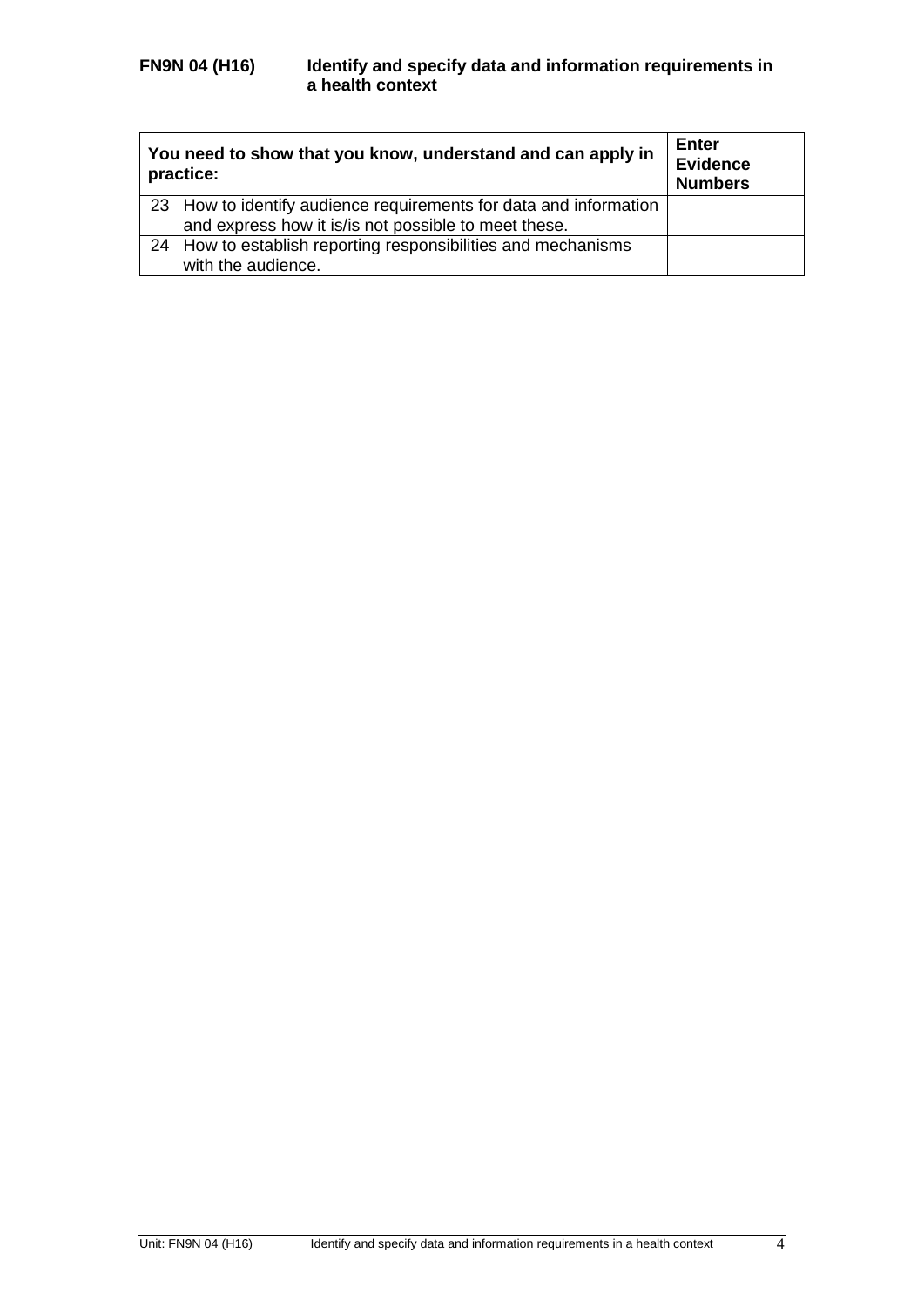**FN9N 04 (H16) Identify and specify data and information requirements in a health context**

| You need to show that you know, understand and can apply in practice: | Enter Evidence Numbers |
|---|---|
| 23 How to identify audience requirements for data and information and express how it is/is not possible to meet these. | |
| 24 How to establish reporting responsibilities and mechanisms with the audience. | |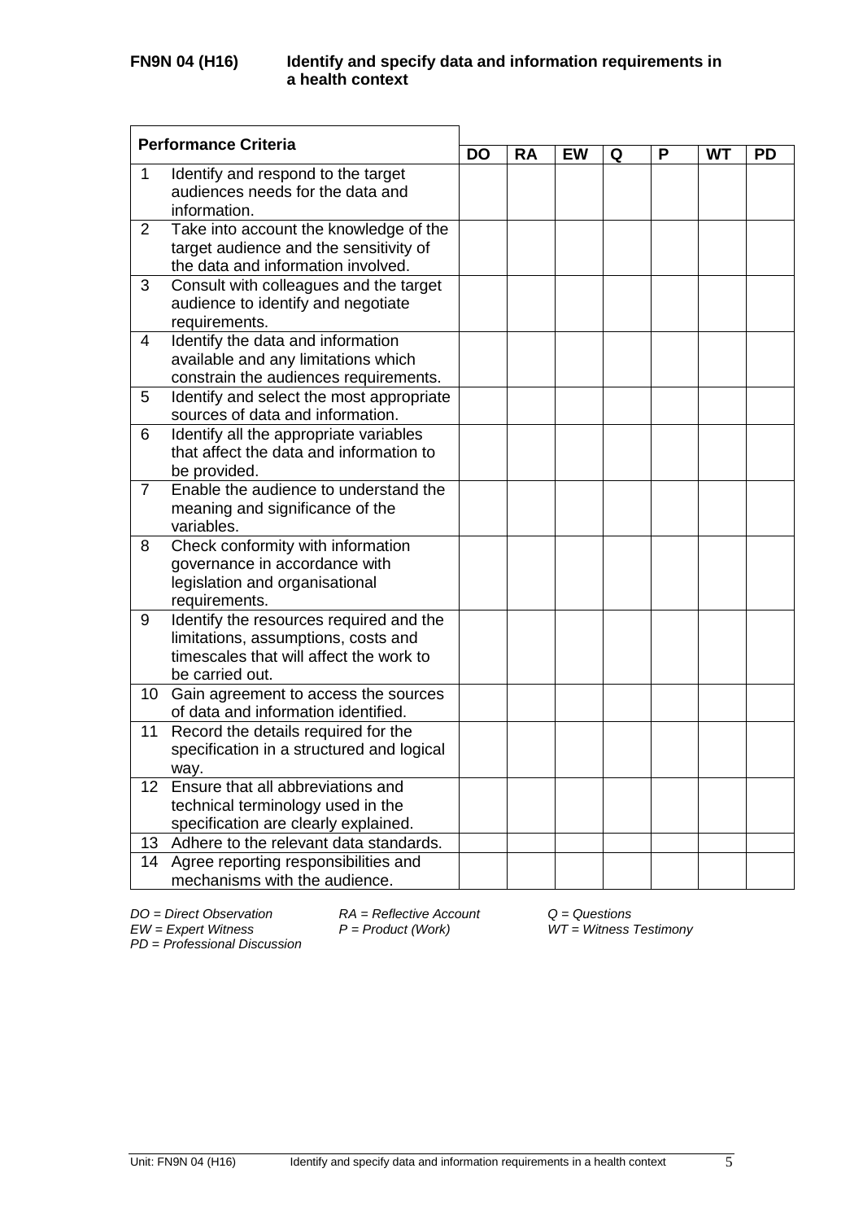**FN9N 04 (H16) Identify and specify data and information requirements in a health context**

| Performance Criteria | | DO | RA | EW | Q | P | WT | PD |
|---|---|---|---|---|---|---|---|---|
| 1 | Identify and respond to the target audiences needs for the data and information. | | | | | | | |
| 2 | Take into account the knowledge of the target audience and the sensitivity of the data and information involved. | | | | | | | |
| 3 | Consult with colleagues and the target audience to identify and negotiate requirements. | | | | | | | |
| 4 | Identify the data and information available and any limitations which constrain the audiences requirements. | | | | | | | |
| 5 | Identify and select the most appropriate sources of data and information. | | | | | | | |
| 6 | Identify all the appropriate variables that affect the data and information to be provided. | | | | | | | |
| 7 | Enable the audience to understand the meaning and significance of the variables. | | | | | | | |
| 8 | Check conformity with information governance in accordance with legislation and organisational requirements. | | | | | | | |
| 9 | Identify the resources required and the limitations, assumptions, costs and timescales that will affect the work to be carried out. | | | | | | | |
| 10 | Gain agreement to access the sources of data and information identified. | | | | | | | |
| 11 | Record the details required for the specification in a structured and logical way. | | | | | | | |
| 12 | Ensure that all abbreviations and technical terminology used in the specification are clearly explained. | | | | | | | |
| 13 | Adhere to the relevant data standards. | | | | | | | |
| 14 | Agree reporting responsibilities and mechanisms with the audience. | | | | | | | |

*DO = Direct Observation* *RA = Reflective Account* *Q = Questions*
*EW = Expert Witness* *P = Product (Work)* *WT = Witness Testimony*
*PD = Professional Discussion*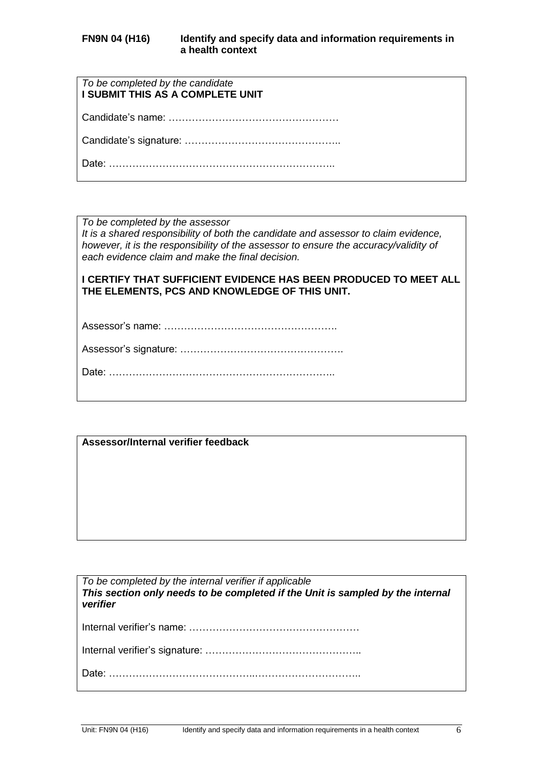**FN9N 04 (H16) Identify and specify data and information requirements in a health context**

*To be completed by the candidate*
**I SUBMIT THIS AS A COMPLETE UNIT**

Candidate's name: ……………………………………………

Candidate's signature: ………………………………………..

Date: …………………………………………………………..

*To be completed by the assessor*
*It is a shared responsibility of both the candidate and assessor to claim evidence, however, it is the responsibility of the assessor to ensure the accuracy/validity of each evidence claim and make the final decision.*

**I CERTIFY THAT SUFFICIENT EVIDENCE HAS BEEN PRODUCED TO MEET ALL THE ELEMENTS, PCS AND KNOWLEDGE OF THIS UNIT.**

Assessor's name: …………………………………………….

Assessor's signature: ………………………………………….

Date: …………………………………………………………..

**Assessor/Internal verifier feedback**

*To be completed by the internal verifier if applicable*
***This section only needs to be completed if the Unit is sampled by the internal verifier***

Internal verifier's name: ……………………………………………

Internal verifier's signature: ………………………………………..

Date: ……………………………………..…………………………..